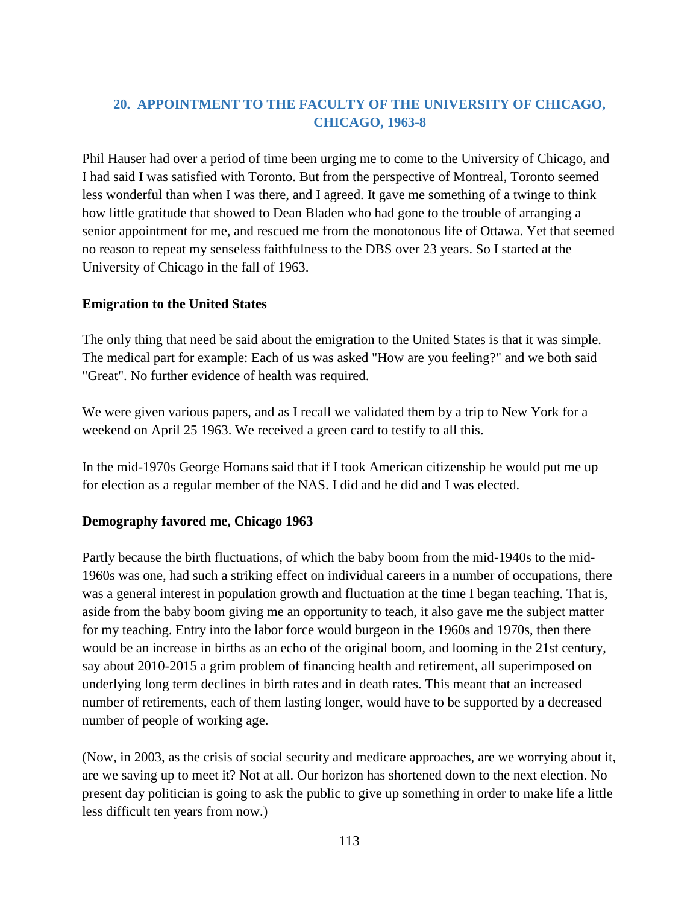## 20. APPOINTMENT TO THE FACULTY OF THE UNIVERSITY OF CHICAGO, CHICAGO, 1963-8

Phil Hauser had over a period of time been urging me to come to the University of Chicago, and I had said I was satisfied with Toronto. But from the perspective of Montreal, Toronto seemed less wonderful than when I was there, and I agreed. It gave me something of a twinge to think how little gratitude that showed to Dean Bladen who had gone to the trouble of arranging a senior appointment for me, and rescued me from the monotonous life of Ottawa. Yet that seemed no reason to repeat my senseless faithfulness to the DBS over 23 years. So I started at the University of Chicago in the fall of 1963.

### Emigration to the United States

The only thing that need be said about the emigration to the United States is that it was simple. The medical part for example: Each of us was asked "How are you feeling?" and we both said "Great". No further evidence of health was required.

We were given various papers, and as I recall we validated them by a trip to New York for a weekend on April 25 1963. We received a green card to testify to all this.

In the mid-1970s George Homans said that if I took American citizenship he would put me up for election as a regular member of the NAS. I did and he did and I was elected.

### Demography favored me, Chicago 1963

Partly because the birth fluctuations, of which the baby boom from the mid-1940s to the mid-1960s was one, had such a striking effect on individual careers in a number of occupations, there was a general interest in population growth and fluctuation at the time I began teaching. That is, aside from the baby boom giving me an opportunity to teach, it also gave me the subject matter for my teaching. Entry into the labor force would burgeon in the 1960s and 1970s, then there would be an increase in births as an echo of the original boom, and looming in the 21st century, say about 2010-2015 a grim problem of financing health and retirement, all superimposed on underlying long term declines in birth rates and in death rates. This meant that an increased number of retirements, each of them lasting longer, would have to be supported by a decreased number of people of working age.

(Now, in 2003, as the crisis of social security and medicare approaches, are we worrying about it, are we saving up to meet it? Not at all. Our horizon has shortened down to the next election. No present day politician is going to ask the public to give up something in order to make life a little less difficult ten years from now.)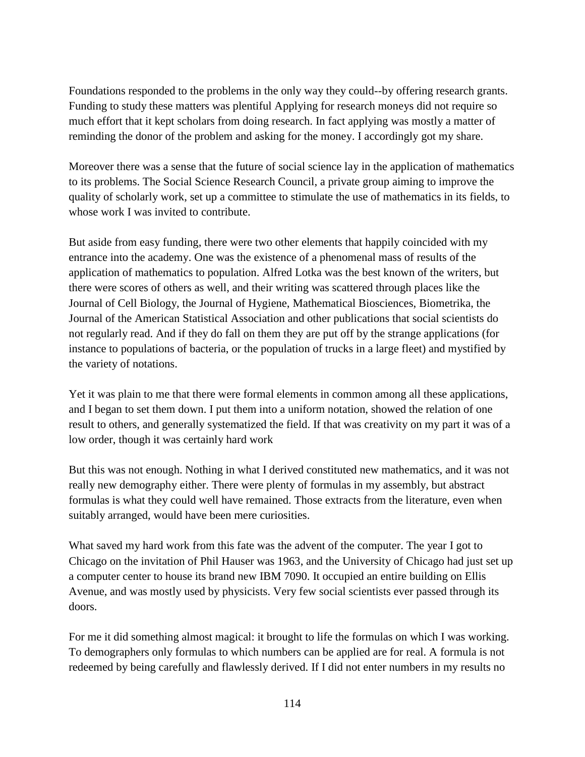Foundations responded to the problems in the only way they could--by offering research grants. Funding to study these matters was plentiful Applying for research moneys did not require so much effort that it kept scholars from doing research. In fact applying was mostly a matter of reminding the donor of the problem and asking for the money. I accordingly got my share.

Moreover there was a sense that the future of social science lay in the application of mathematics to its problems. The Social Science Research Council, a private group aiming to improve the quality of scholarly work, set up a committee to stimulate the use of mathematics in its fields, to whose work I was invited to contribute.

But aside from easy funding, there were two other elements that happily coincided with my entrance into the academy. One was the existence of a phenomenal mass of results of the application of mathematics to population. Alfred Lotka was the best known of the writers, but there were scores of others as well, and their writing was scattered through places like the Journal of Cell Biology, the Journal of Hygiene, Mathematical Biosciences, Biometrika, the Journal of the American Statistical Association and other publications that social scientists do not regularly read. And if they do fall on them they are put off by the strange applications (for instance to populations of bacteria, or the population of trucks in a large fleet) and mystified by the variety of notations.

Yet it was plain to me that there were formal elements in common among all these applications, and I began to set them down. I put them into a uniform notation, showed the relation of one result to others, and generally systematized the field. If that was creativity on my part it was of a low order, though it was certainly hard work

But this was not enough. Nothing in what I derived constituted new mathematics, and it was not really new demography either. There were plenty of formulas in my assembly, but abstract formulas is what they could well have remained. Those extracts from the literature, even when suitably arranged, would have been mere curiosities.

What saved my hard work from this fate was the advent of the computer. The year I got to Chicago on the invitation of Phil Hauser was 1963, and the University of Chicago had just set up a computer center to house its brand new IBM 7090. It occupied an entire building on Ellis Avenue, and was mostly used by physicists. Very few social scientists ever passed through its doors.

For me it did something almost magical: it brought to life the formulas on which I was working. To demographers only formulas to which numbers can be applied are for real. A formula is not redeemed by being carefully and flawlessly derived. If I did not enter numbers in my results no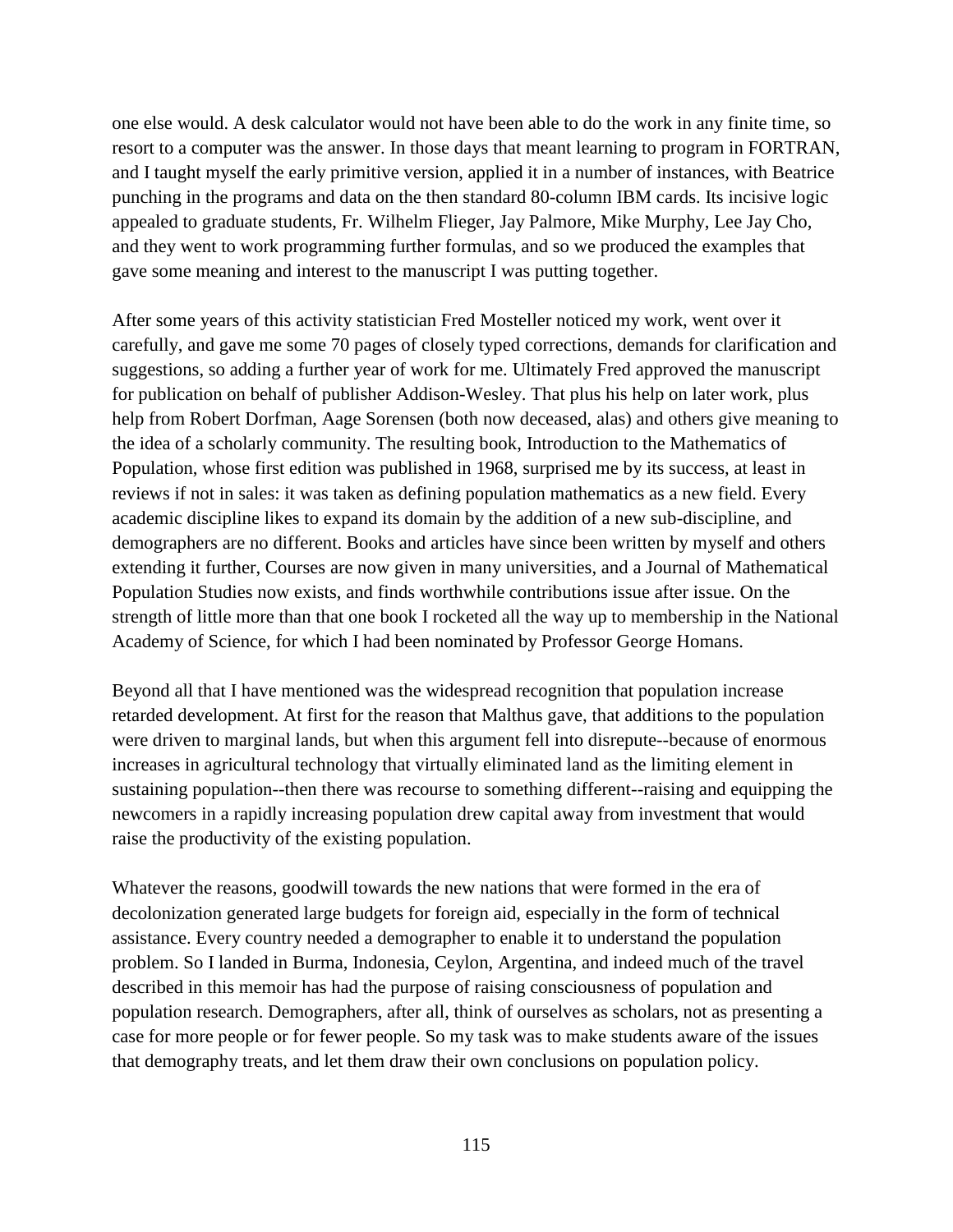one else would. A desk calculator would not have been able to do the work in any finite time, so resort to a computer was the answer. In those days that meant learning to program in FORTRAN, and I taught myself the early primitive version, applied it in a number of instances, with Beatrice punching in the programs and data on the then standard 80-column IBM cards. Its incisive logic appealed to graduate students, Fr. Wilhelm Flieger, Jay Palmore, Mike Murphy, Lee Jay Cho, and they went to work programming further formulas, and so we produced the examples that gave some meaning and interest to the manuscript I was putting together.

After some years of this activity statistician Fred Mosteller noticed my work, went over it carefully, and gave me some 70 pages of closely typed corrections, demands for clarification and suggestions, so adding a further year of work for me. Ultimately Fred approved the manuscript for publication on behalf of publisher Addison-Wesley. That plus his help on later work, plus help from Robert Dorfman, Aage Sorensen (both now deceased, alas) and others give meaning to the idea of a scholarly community. The resulting book, Introduction to the Mathematics of Population, whose first edition was published in 1968, surprised me by its success, at least in reviews if not in sales: it was taken as defining population mathematics as a new field. Every academic discipline likes to expand its domain by the addition of a new sub-discipline, and demographers are no different. Books and articles have since been written by myself and others extending it further, Courses are now given in many universities, and a Journal of Mathematical Population Studies now exists, and finds worthwhile contributions issue after issue. On the strength of little more than that one book I rocketed all the way up to membership in the National Academy of Science, for which I had been nominated by Professor George Homans.

Beyond all that I have mentioned was the widespread recognition that population increase retarded development. At first for the reason that Malthus gave, that additions to the population were driven to marginal lands, but when this argument fell into disrepute--because of enormous increases in agricultural technology that virtually eliminated land as the limiting element in sustaining population--then there was recourse to something different--raising and equipping the newcomers in a rapidly increasing population drew capital away from investment that would raise the productivity of the existing population.

Whatever the reasons, goodwill towards the new nations that were formed in the era of decolonization generated large budgets for foreign aid, especially in the form of technical assistance. Every country needed a demographer to enable it to understand the population problem. So I landed in Burma, Indonesia, Ceylon, Argentina, and indeed much of the travel described in this memoir has had the purpose of raising consciousness of population and population research. Demographers, after all, think of ourselves as scholars, not as presenting a case for more people or for fewer people. So my task was to make students aware of the issues that demography treats, and let them draw their own conclusions on population policy.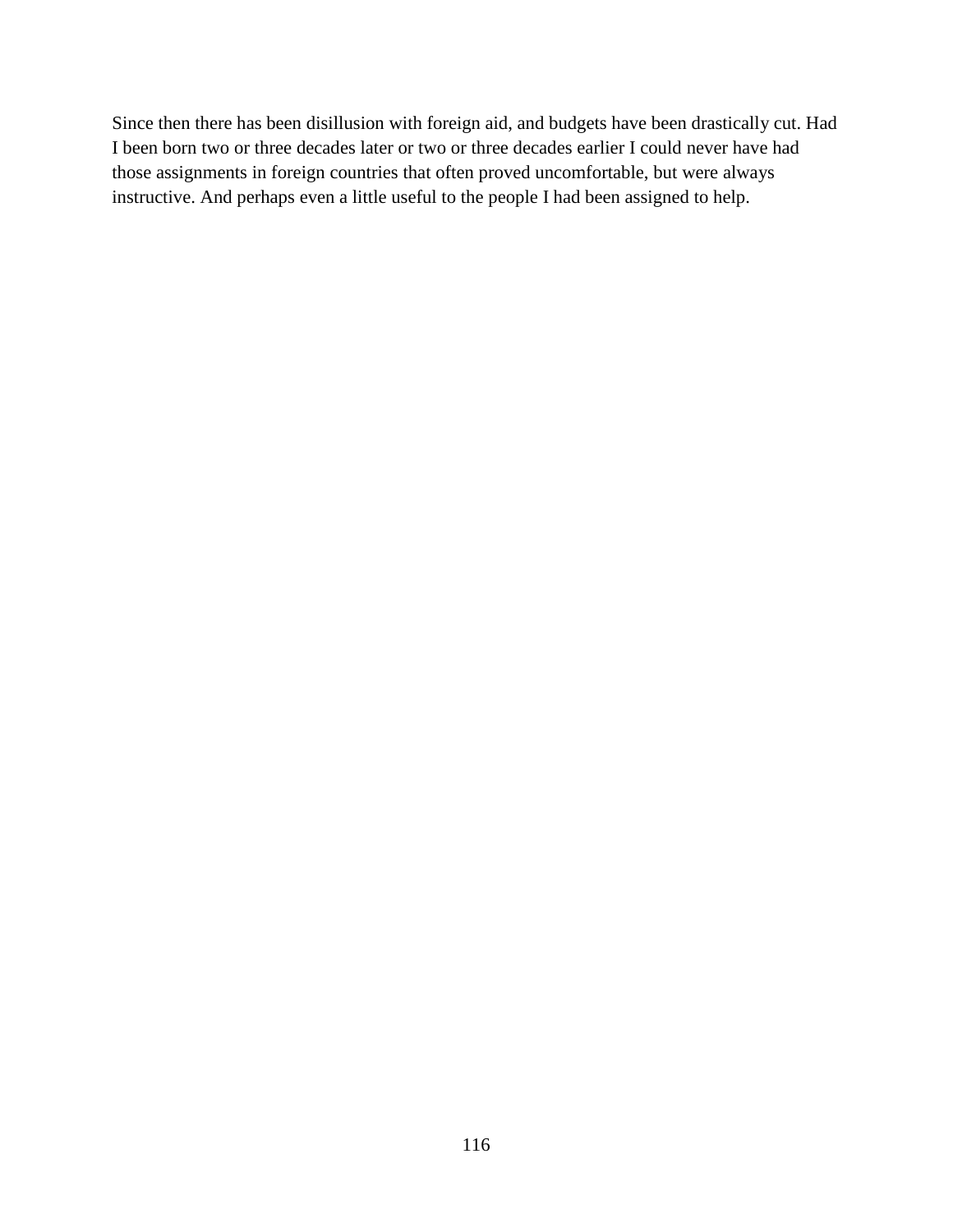Since then there has been disillusion with foreign aid, and budgets have been drastically cut. Had I been born two or three decades later or two or three decades earlier I could never have had those assignments in foreign countries that often proved uncomfortable, but were always instructive. And perhaps even a little useful to the people I had been assigned to help.